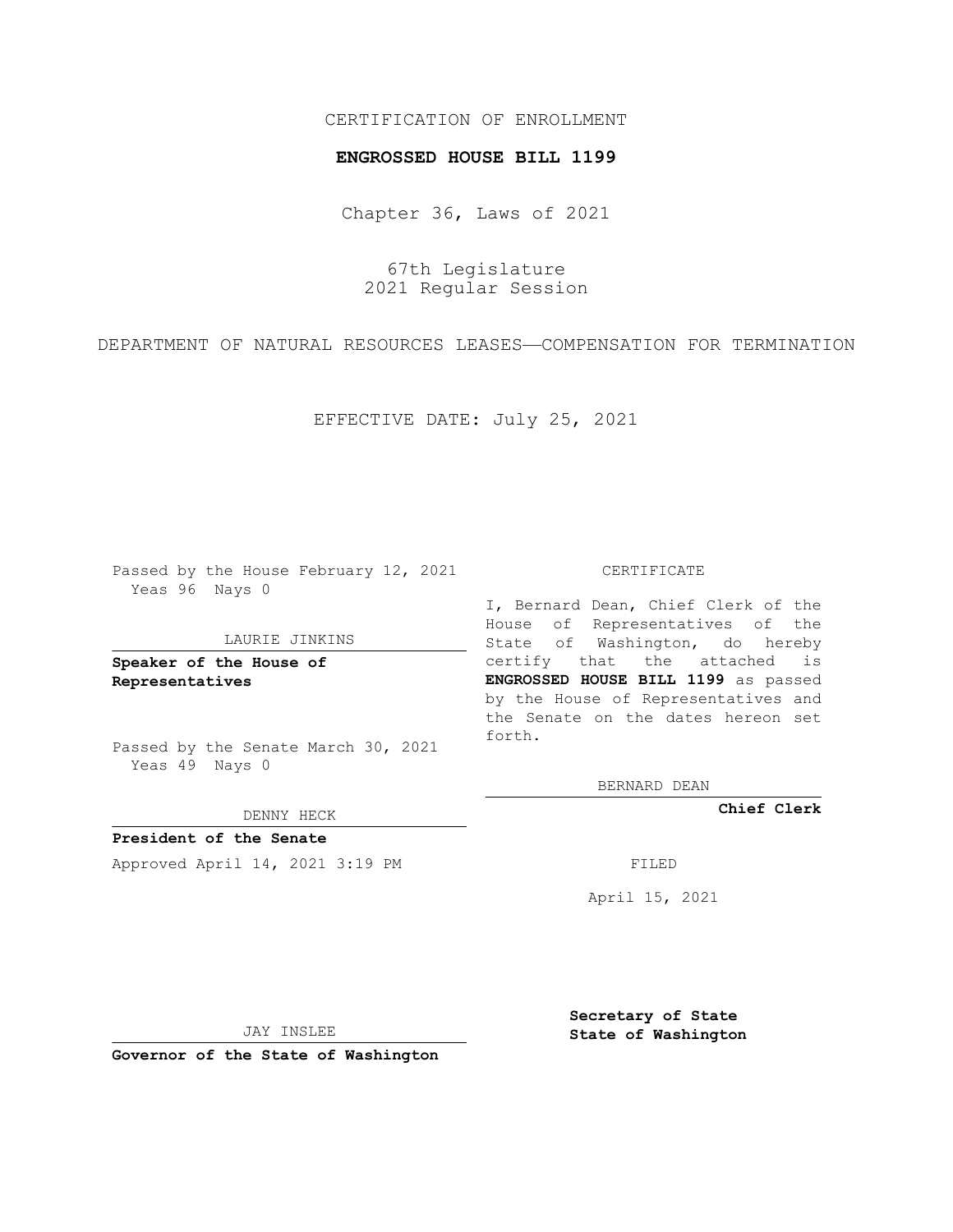CERTIFICATION OF ENROLLMENT

**ENGROSSED HOUSE BILL 1199**

Chapter 36, Laws of 2021

67th Legislature
2021 Regular Session

DEPARTMENT OF NATURAL RESOURCES LEASES—COMPENSATION FOR TERMINATION

EFFECTIVE DATE: July 25, 2021

Passed by the House February 12, 2021
Yeas 96 Nays 0

LAURIE JINKINS

**Speaker of the House of Representatives**

Passed by the Senate March 30, 2021
Yeas 49 Nays 0

DENNY HECK

**President of the Senate**

Approved April 14, 2021 3:19 PM

JAY INSLEE

**Governor of the State of Washington**

CERTIFICATE

I, Bernard Dean, Chief Clerk of the House of Representatives of the State of Washington, do hereby certify that the attached is **ENGROSSED HOUSE BILL 1199** as passed by the House of Representatives and the Senate on the dates hereon set forth.

BERNARD DEAN

**Chief Clerk**

FILED

April 15, 2021

**Secretary of State**
**State of Washington**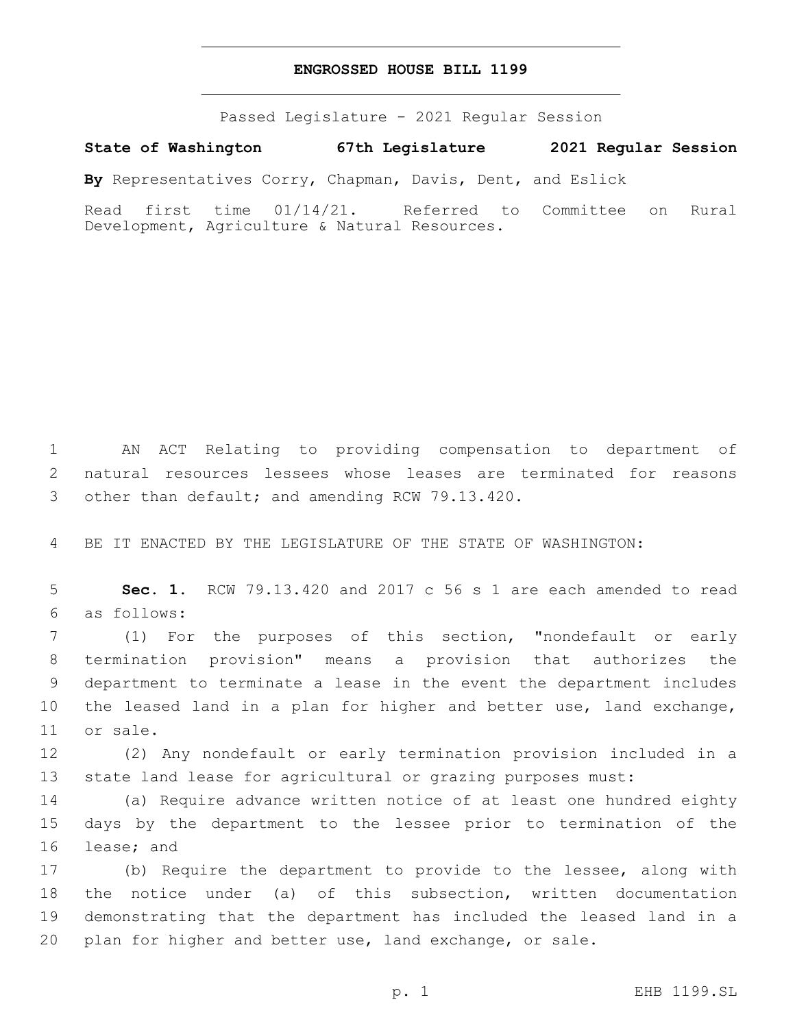# ENGROSSED HOUSE BILL 1199

Passed Legislature - 2021 Regular Session

**State of Washington 67th Legislature 2021 Regular Session**

**By** Representatives Corry, Chapman, Davis, Dent, and Eslick

Read first time 01/14/21. Referred to Committee on Rural Development, Agriculture & Natural Resources.

1 AN ACT Relating to providing compensation to department of
2 natural resources lessees whose leases are terminated for reasons
3 other than default; and amending RCW 79.13.420.

4 BE IT ENACTED BY THE LEGISLATURE OF THE STATE OF WASHINGTON:

5 **Sec. 1.** RCW 79.13.420 and 2017 c 56 s 1 are each amended to read
6 as follows:

7 (1) For the purposes of this section, "nondefault or early
8 termination provision" means a provision that authorizes the
9 department to terminate a lease in the event the department includes
10 the leased land in a plan for higher and better use, land exchange,
11 or sale.

12 (2) Any nondefault or early termination provision included in a
13 state land lease for agricultural or grazing purposes must:

14 (a) Require advance written notice of at least one hundred eighty
15 days by the department to the lessee prior to termination of the
16 lease; and

17 (b) Require the department to provide to the lessee, along with
18 the notice under (a) of this subsection, written documentation
19 demonstrating that the department has included the leased land in a
20 plan for higher and better use, land exchange, or sale.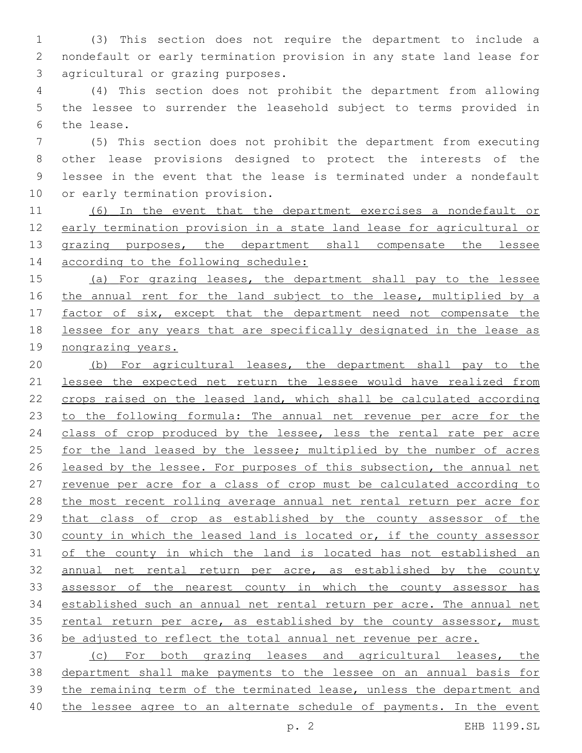(3) This section does not require the department to include a nondefault or early termination provision in any state land lease for agricultural or grazing purposes.

(4) This section does not prohibit the department from allowing the lessee to surrender the leasehold subject to terms provided in the lease.

(5) This section does not prohibit the department from executing other lease provisions designed to protect the interests of the lessee in the event that the lease is terminated under a nondefault or early termination provision.

<u>(6) In the event that the department exercises a nondefault or early termination provision in a state land lease for agricultural or grazing purposes, the department shall compensate the lessee according to the following schedule:</u>

<u>(a) For grazing leases, the department shall pay to the lessee the annual rent for the land subject to the lease, multiplied by a factor of six, except that the department need not compensate the lessee for any years that are specifically designated in the lease as nongrazing years.</u>

<u>(b) For agricultural leases, the department shall pay to the lessee the expected net return the lessee would have realized from crops raised on the leased land, which shall be calculated according to the following formula: The annual net revenue per acre for the class of crop produced by the lessee, less the rental rate per acre for the land leased by the lessee; multiplied by the number of acres leased by the lessee. For purposes of this subsection, the annual net revenue per acre for a class of crop must be calculated according to the most recent rolling average annual net rental return per acre for that class of crop as established by the county assessor of the county in which the leased land is located or, if the county assessor of the county in which the land is located has not established an annual net rental return per acre, as established by the county assessor of the nearest county in which the county assessor has established such an annual net rental return per acre. The annual net rental return per acre, as established by the county assessor, must be adjusted to reflect the total annual net revenue per acre.</u>

<u>(c) For both grazing leases and agricultural leases, the department shall make payments to the lessee on an annual basis for the remaining term of the terminated lease, unless the department and the lessee agree to an alternate schedule of payments. In the event</u>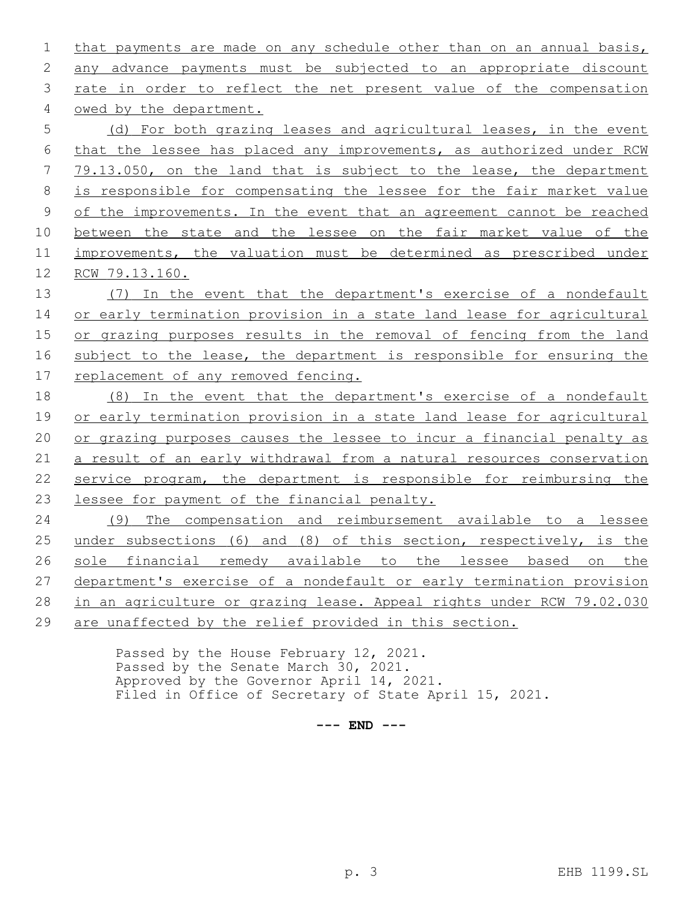that payments are made on any schedule other than on an annual basis, any advance payments must be subjected to an appropriate discount rate in order to reflect the net present value of the compensation owed by the department.

(d) For both grazing leases and agricultural leases, in the event that the lessee has placed any improvements, as authorized under RCW 79.13.050, on the land that is subject to the lease, the department is responsible for compensating the lessee for the fair market value of the improvements. In the event that an agreement cannot be reached between the state and the lessee on the fair market value of the improvements, the valuation must be determined as prescribed under RCW 79.13.160.

(7) In the event that the department's exercise of a nondefault or early termination provision in a state land lease for agricultural or grazing purposes results in the removal of fencing from the land subject to the lease, the department is responsible for ensuring the replacement of any removed fencing.

(8) In the event that the department's exercise of a nondefault or early termination provision in a state land lease for agricultural or grazing purposes causes the lessee to incur a financial penalty as a result of an early withdrawal from a natural resources conservation service program, the department is responsible for reimbursing the lessee for payment of the financial penalty.

(9) The compensation and reimbursement available to a lessee under subsections (6) and (8) of this section, respectively, is the sole financial remedy available to the lessee based on the department's exercise of a nondefault or early termination provision in an agriculture or grazing lease. Appeal rights under RCW 79.02.030 are unaffected by the relief provided in this section.

Passed by the House February 12, 2021.
Passed by the Senate March 30, 2021.
Approved by the Governor April 14, 2021.
Filed in Office of Secretary of State April 15, 2021.

**--- END ---**